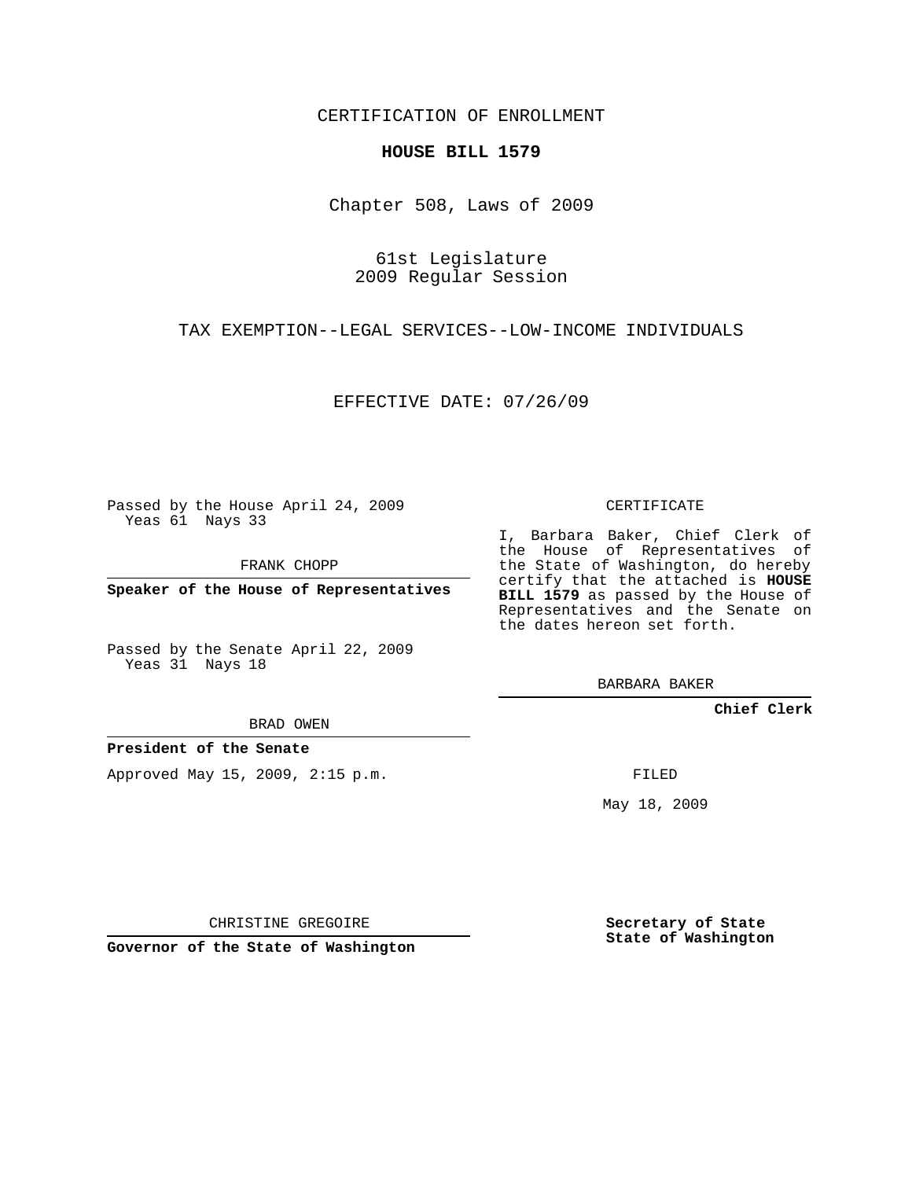CERTIFICATION OF ENROLLMENT

**HOUSE BILL 1579**

Chapter 508, Laws of 2009

61st Legislature
2009 Regular Session

TAX EXEMPTION--LEGAL SERVICES--LOW-INCOME INDIVIDUALS

EFFECTIVE DATE: 07/26/09

Passed by the House April 24, 2009
Yeas 61 Nays 33

FRANK CHOPP

**Speaker of the House of Representatives**

Passed by the Senate April 22, 2009
Yeas 31 Nays 18

BRAD OWEN

**President of the Senate**

Approved May 15, 2009, 2:15 p.m.

CHRISTINE GREGOIRE

**Governor of the State of Washington**

CERTIFICATE

I, Barbara Baker, Chief Clerk of the House of Representatives of the State of Washington, do hereby certify that the attached is **HOUSE BILL 1579** as passed by the House of Representatives and the Senate on the dates hereon set forth.

BARBARA BAKER

**Chief Clerk**

FILED

May 18, 2009

**Secretary of State**
**State of Washington**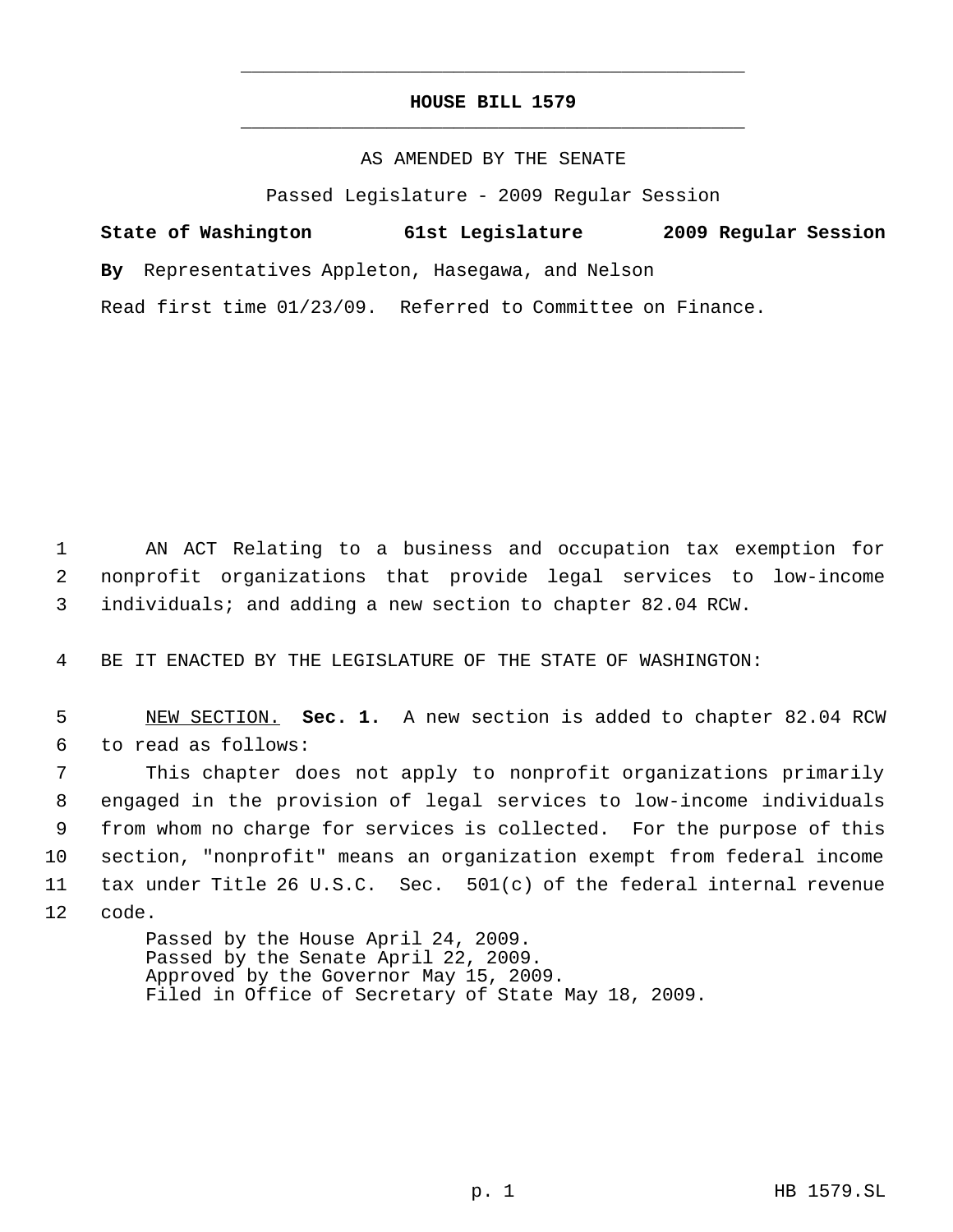# HOUSE BILL 1579

AS AMENDED BY THE SENATE

Passed Legislature - 2009 Regular Session

**State of Washington 61st Legislature 2009 Regular Session**

**By** Representatives Appleton, Hasegawa, and Nelson

Read first time 01/23/09. Referred to Committee on Finance.

AN ACT Relating to a business and occupation tax exemption for nonprofit organizations that provide legal services to low-income individuals; and adding a new section to chapter 82.04 RCW.

BE IT ENACTED BY THE LEGISLATURE OF THE STATE OF WASHINGTON:

NEW SECTION. **Sec. 1.** A new section is added to chapter 82.04 RCW to read as follows:

This chapter does not apply to nonprofit organizations primarily engaged in the provision of legal services to low-income individuals from whom no charge for services is collected. For the purpose of this section, "nonprofit" means an organization exempt from federal income tax under Title 26 U.S.C. Sec. 501(c) of the federal internal revenue code.

Passed by the House April 24, 2009.
Passed by the Senate April 22, 2009.
Approved by the Governor May 15, 2009.
Filed in Office of Secretary of State May 18, 2009.